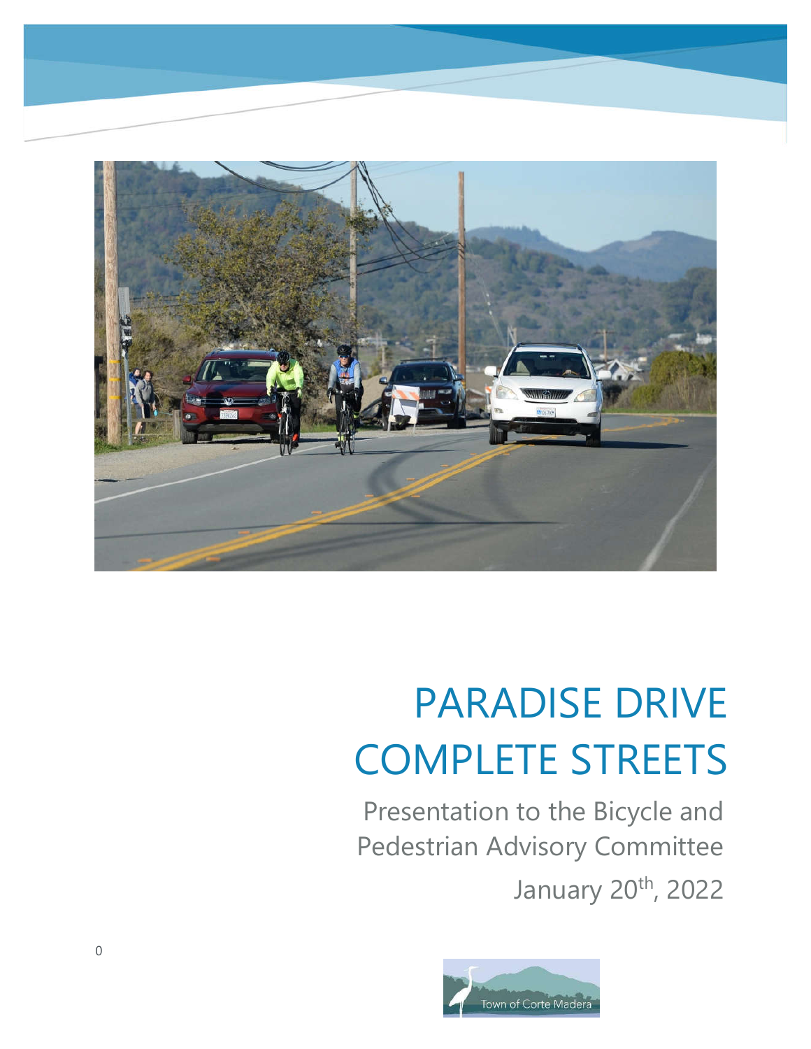# PARADISE DRIVE COMPLETE STREETS

Presentation to the Bicycle and Pedestrian Advisory Committee

January 20th, 2022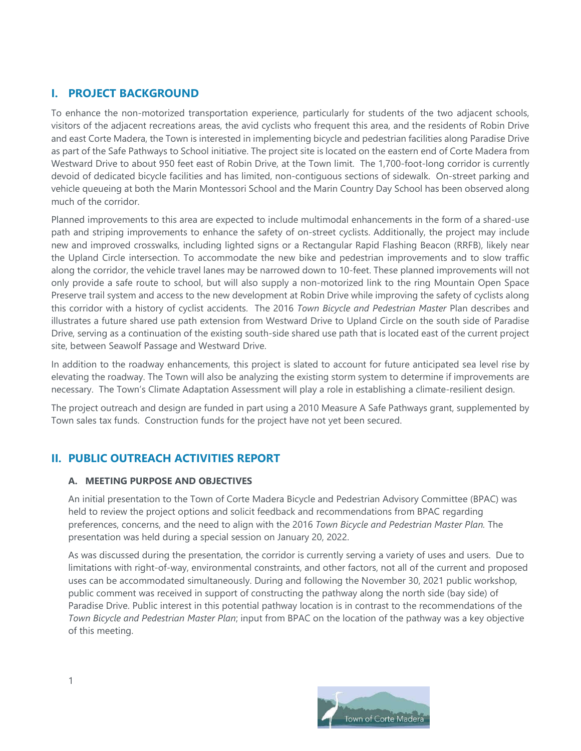## I. PROJECT BACKGROUND

To enhance the non-motorized transportation experience, particularly for students of the two adjacent schools, visitors of the adjacent recreations areas, the avid cyclists who frequent this area, and the residents of Robin Drive and east Corte Madera, the Town is interested in implementing bicycle and pedestrian facilities along Paradise Drive as part of the Safe Pathways to School initiative. The project site is located on the eastern end of Corte Madera from Westward Drive to about 950 feet east of Robin Drive, at the Town limit. The 1,700-foot-long corridor is currently devoid of dedicated bicycle facilities and has limited, non-contiguous sections of sidewalk. On-street parking and vehicle queueing at both the Marin Montessori School and the Marin Country Day School has been observed along much of the corridor.

Planned improvements to this area are expected to include multimodal enhancements in the form of a shared-use path and striping improvements to enhance the safety of on-street cyclists. Additionally, the project may include new and improved crosswalks, including lighted signs or a Rectangular Rapid Flashing Beacon (RRFB), likely near the Upland Circle intersection. To accommodate the new bike and pedestrian improvements and to slow traffic along the corridor, the vehicle travel lanes may be narrowed down to 10-feet. These planned improvements will not only provide a safe route to school, but will also supply a non-motorized link to the ring Mountain Open Space Preserve trail system and access to the new development at Robin Drive while improving the safety of cyclists along this corridor with a history of cyclist accidents. The 2016 *Town Bicycle and Pedestrian Master* Plan describes and illustrates a future shared use path extension from Westward Drive to Upland Circle on the south side of Paradise Drive, serving as a continuation of the existing south-side shared use path that is located east of the current project site, between Seawolf Passage and Westward Drive.

In addition to the roadway enhancements, this project is slated to account for future anticipated sea level rise by elevating the roadway. The Town will also be analyzing the existing storm system to determine if improvements are necessary. The Town's Climate Adaptation Assessment will play a role in establishing a climate-resilient design.

The project outreach and design are funded in part using a 2010 Measure A Safe Pathways grant, supplemented by Town sales tax funds. Construction funds for the project have not yet been secured.

## II. PUBLIC OUTREACH ACTIVITIES REPORT

### A. MEETING PURPOSE AND OBJECTIVES

An initial presentation to the Town of Corte Madera Bicycle and Pedestrian Advisory Committee (BPAC) was held to review the project options and solicit feedback and recommendations from BPAC regarding preferences, concerns, and the need to align with the 2016 *Town Bicycle and Pedestrian Master Plan.* The presentation was held during a special session on January 20, 2022.

As was discussed during the presentation, the corridor is currently serving a variety of uses and users. Due to limitations with right-of-way, environmental constraints, and other factors, not all of the current and proposed uses can be accommodated simultaneously. During and following the November 30, 2021 public workshop, public comment was received in support of constructing the pathway along the north side (bay side) of Paradise Drive. Public interest in this potential pathway location is in contrast to the recommendations of the *Town Bicycle and Pedestrian Master Plan*; input from BPAC on the location of the pathway was a key objective of this meeting.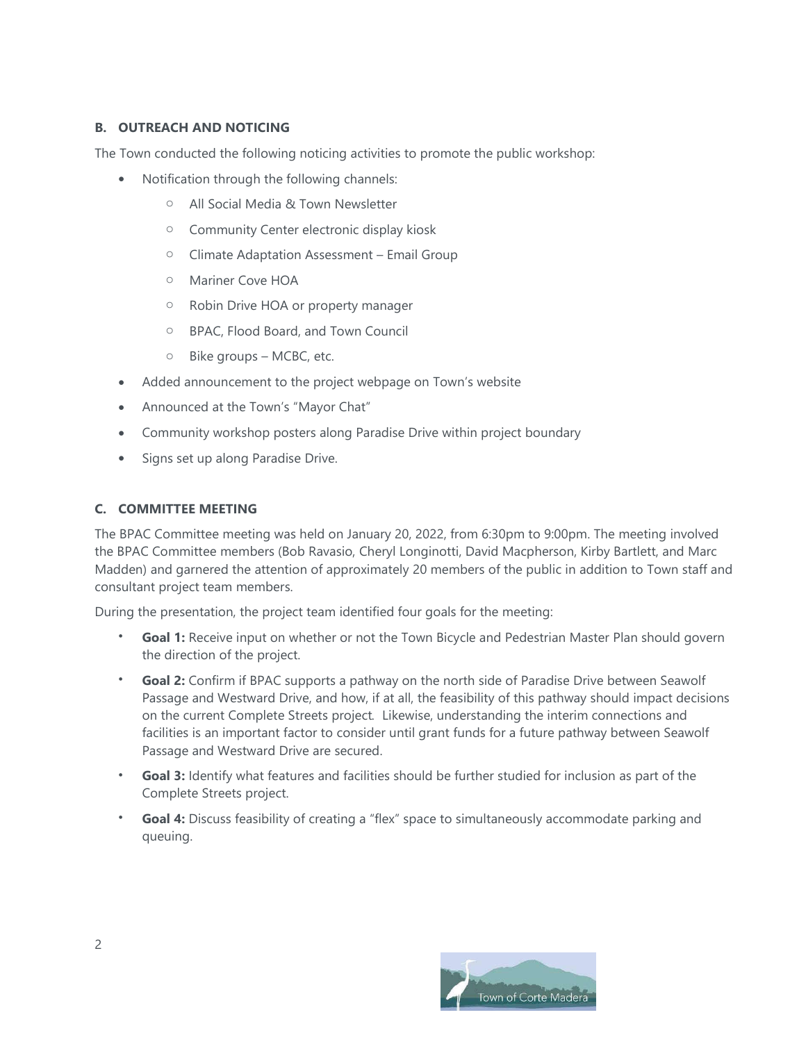### B. OUTREACH AND NOTICING

The Town conducted the following noticing activities to promote the public workshop:

- Notification through the following channels:
  - All Social Media & Town Newsletter
  - Community Center electronic display kiosk
  - Climate Adaptation Assessment – Email Group
  - Mariner Cove HOA
  - Robin Drive HOA or property manager
  - BPAC, Flood Board, and Town Council
  - Bike groups – MCBC, etc.
- Added announcement to the project webpage on Town's website
- Announced at the Town's "Mayor Chat"
- Community workshop posters along Paradise Drive within project boundary
- Signs set up along Paradise Drive.

### C. COMMITTEE MEETING

The BPAC Committee meeting was held on January 20, 2022, from 6:30pm to 9:00pm. The meeting involved the BPAC Committee members (Bob Ravasio, Cheryl Longinotti, David Macpherson, Kirby Bartlett, and Marc Madden) and garnered the attention of approximately 20 members of the public in addition to Town staff and consultant project team members.

During the presentation, the project team identified four goals for the meeting:

- **Goal 1:** Receive input on whether or not the Town Bicycle and Pedestrian Master Plan should govern the direction of the project.
- **Goal 2:** Confirm if BPAC supports a pathway on the north side of Paradise Drive between Seawolf Passage and Westward Drive, and how, if at all, the feasibility of this pathway should impact decisions on the current Complete Streets project. Likewise, understanding the interim connections and facilities is an important factor to consider until grant funds for a future pathway between Seawolf Passage and Westward Drive are secured.
- **Goal 3:** Identify what features and facilities should be further studied for inclusion as part of the Complete Streets project.
- **Goal 4:** Discuss feasibility of creating a "flex" space to simultaneously accommodate parking and queuing.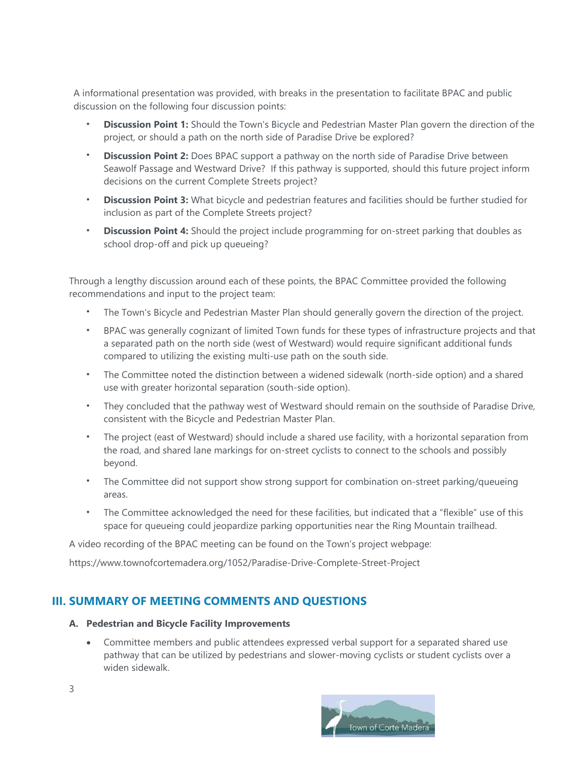A informational presentation was provided, with breaks in the presentation to facilitate BPAC and public discussion on the following four discussion points:

- **Discussion Point 1:** Should the Town's Bicycle and Pedestrian Master Plan govern the direction of the project, or should a path on the north side of Paradise Drive be explored?
- **Discussion Point 2:** Does BPAC support a pathway on the north side of Paradise Drive between Seawolf Passage and Westward Drive? If this pathway is supported, should this future project inform decisions on the current Complete Streets project?
- **Discussion Point 3:** What bicycle and pedestrian features and facilities should be further studied for inclusion as part of the Complete Streets project?
- **Discussion Point 4:** Should the project include programming for on-street parking that doubles as school drop-off and pick up queueing?

Through a lengthy discussion around each of these points, the BPAC Committee provided the following recommendations and input to the project team:

- The Town's Bicycle and Pedestrian Master Plan should generally govern the direction of the project.
- BPAC was generally cognizant of limited Town funds for these types of infrastructure projects and that a separated path on the north side (west of Westward) would require significant additional funds compared to utilizing the existing multi-use path on the south side.
- The Committee noted the distinction between a widened sidewalk (north-side option) and a shared use with greater horizontal separation (south-side option).
- They concluded that the pathway west of Westward should remain on the southside of Paradise Drive, consistent with the Bicycle and Pedestrian Master Plan.
- The project (east of Westward) should include a shared use facility, with a horizontal separation from the road, and shared lane markings for on-street cyclists to connect to the schools and possibly beyond.
- The Committee did not support show strong support for combination on-street parking/queueing areas.
- The Committee acknowledged the need for these facilities, but indicated that a "flexible" use of this space for queueing could jeopardize parking opportunities near the Ring Mountain trailhead.

A video recording of the BPAC meeting can be found on the Town's project webpage:

https://www.townofcortemadera.org/1052/Paradise-Drive-Complete-Street-Project

## III. SUMMARY OF MEETING COMMENTS AND QUESTIONS

### A. Pedestrian and Bicycle Facility Improvements

- Committee members and public attendees expressed verbal support for a separated shared use pathway that can be utilized by pedestrians and slower-moving cyclists or student cyclists over a widen sidewalk.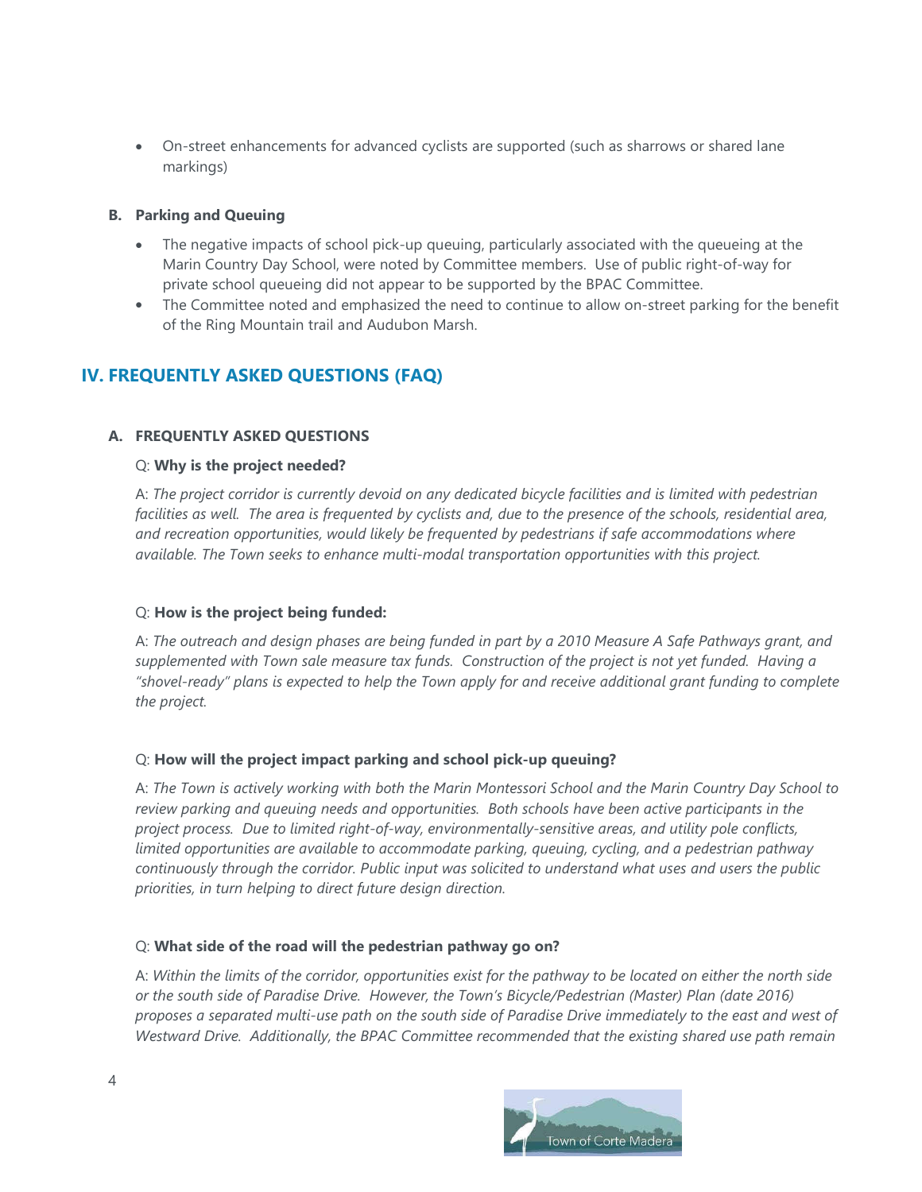- On-street enhancements for advanced cyclists are supported (such as sharrows or shared lane markings)

### B. Parking and Queuing

- The negative impacts of school pick-up queuing, particularly associated with the queueing at the Marin Country Day School, were noted by Committee members. Use of public right-of-way for private school queueing did not appear to be supported by the BPAC Committee.
- The Committee noted and emphasized the need to continue to allow on-street parking for the benefit of the Ring Mountain trail and Audubon Marsh.

## IV. FREQUENTLY ASKED QUESTIONS (FAQ)

### A. FREQUENTLY ASKED QUESTIONS

Q: **Why is the project needed?**

A: *The project corridor is currently devoid on any dedicated bicycle facilities and is limited with pedestrian facilities as well. The area is frequented by cyclists and, due to the presence of the schools, residential area, and recreation opportunities, would likely be frequented by pedestrians if safe accommodations where available. The Town seeks to enhance multi-modal transportation opportunities with this project.*

Q: **How is the project being funded:**

A: *The outreach and design phases are being funded in part by a 2010 Measure A Safe Pathways grant, and supplemented with Town sale measure tax funds. Construction of the project is not yet funded. Having a "shovel-ready" plans is expected to help the Town apply for and receive additional grant funding to complete the project.*

Q: **How will the project impact parking and school pick-up queuing?**

A: *The Town is actively working with both the Marin Montessori School and the Marin Country Day School to review parking and queuing needs and opportunities. Both schools have been active participants in the project process. Due to limited right-of-way, environmentally-sensitive areas, and utility pole conflicts, limited opportunities are available to accommodate parking, queuing, cycling, and a pedestrian pathway continuously through the corridor. Public input was solicited to understand what uses and users the public priorities, in turn helping to direct future design direction.*

Q: **What side of the road will the pedestrian pathway go on?**

A: *Within the limits of the corridor, opportunities exist for the pathway to be located on either the north side or the south side of Paradise Drive. However, the Town's Bicycle/Pedestrian (Master) Plan (date 2016) proposes a separated multi-use path on the south side of Paradise Drive immediately to the east and west of Westward Drive. Additionally, the BPAC Committee recommended that the existing shared use path remain*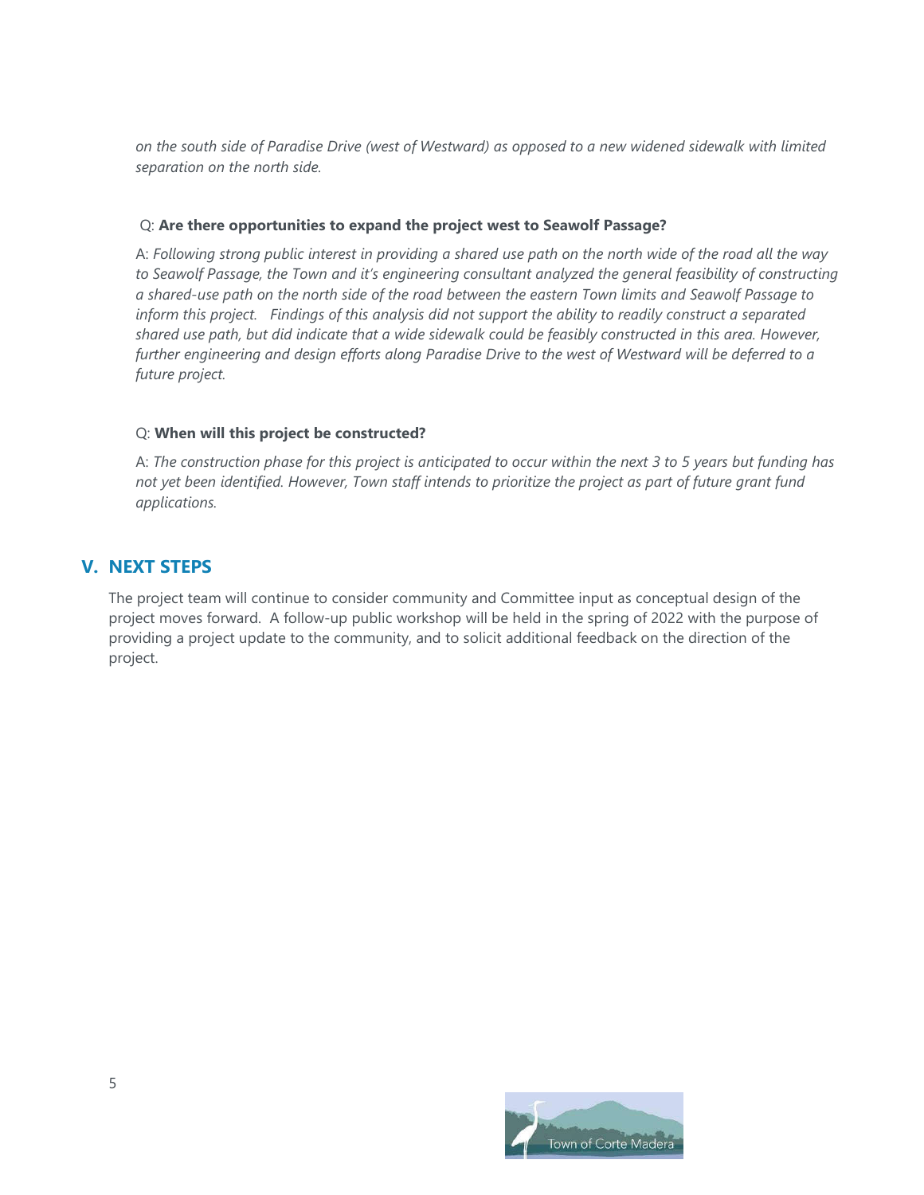*on the south side of Paradise Drive (west of Westward) as opposed to a new widened sidewalk with limited separation on the north side.*

Q: **Are there opportunities to expand the project west to Seawolf Passage?**

A: *Following strong public interest in providing a shared use path on the north wide of the road all the way to Seawolf Passage, the Town and it's engineering consultant analyzed the general feasibility of constructing a shared-use path on the north side of the road between the eastern Town limits and Seawolf Passage to inform this project. Findings of this analysis did not support the ability to readily construct a separated shared use path, but did indicate that a wide sidewalk could be feasibly constructed in this area. However, further engineering and design efforts along Paradise Drive to the west of Westward will be deferred to a future project.*

Q: **When will this project be constructed?**

A: *The construction phase for this project is anticipated to occur within the next 3 to 5 years but funding has not yet been identified. However, Town staff intends to prioritize the project as part of future grant fund applications.*

## V. NEXT STEPS

The project team will continue to consider community and Committee input as conceptual design of the project moves forward. A follow-up public workshop will be held in the spring of 2022 with the purpose of providing a project update to the community, and to solicit additional feedback on the direction of the project.

Town of Corte Madera